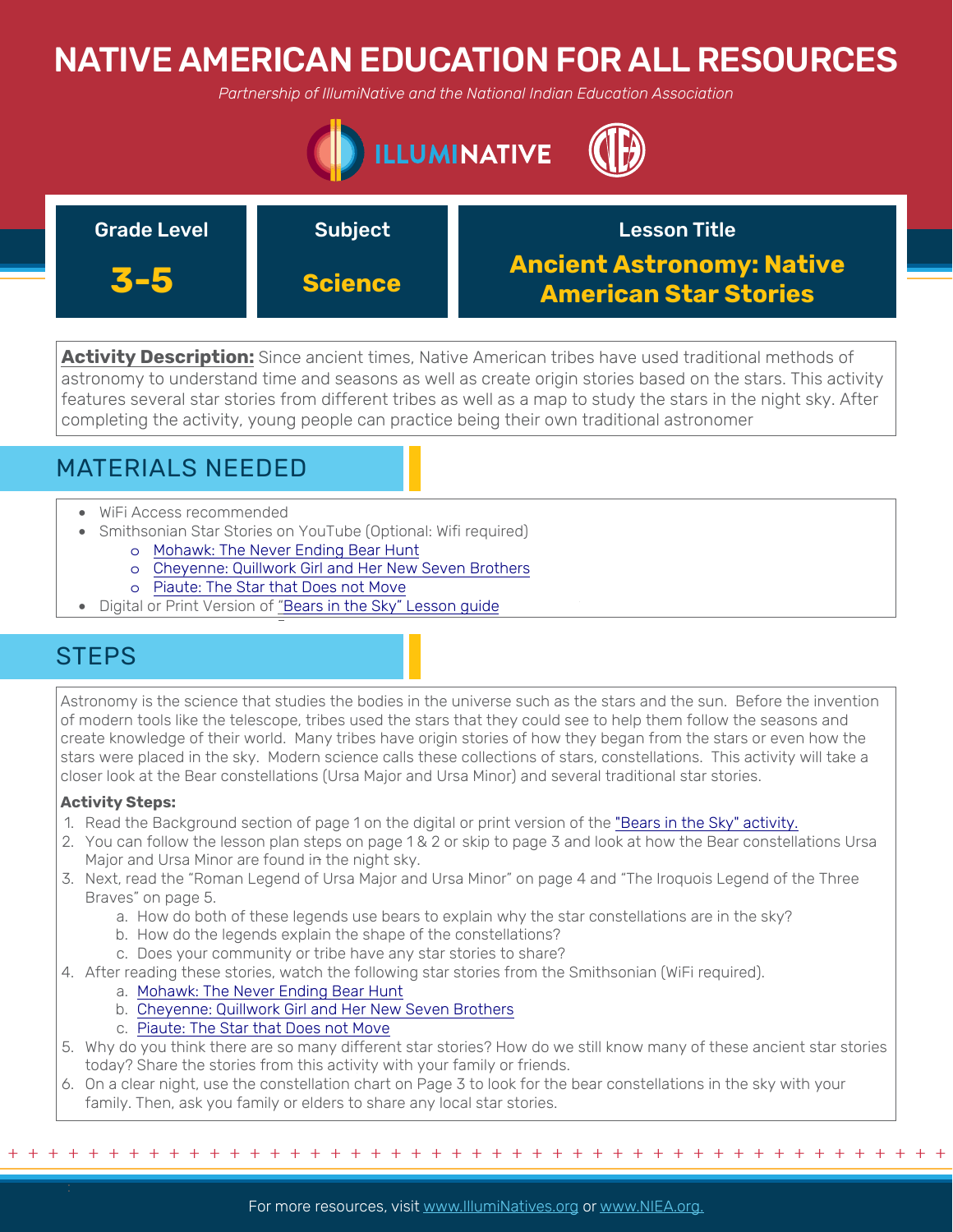# NATIVE AMERICAN EDUCATION FOR ALL RESOURCES

*Partnership of IllumiNative and the National Indian Education Association*

| Grade Level | Subject | Lesson Title |
|---|---|---|
| **3-5** | **Science** | **Ancient Astronomy: Native American Star Stories** |

**Activity Description:** Since ancient times, Native American tribes have used traditional methods of astronomy to understand time and seasons as well as create origin stories based on the stars. This activity features several star stories from different tribes as well as a map to study the stars in the night sky. After completing the activity, young people can practice being their own traditional astronomer

## MATERIALS NEEDED

- WiFi Access recommended
- Smithsonian Star Stories on YouTube (Optional: Wifi required)
  - Mohawk: The Never Ending Bear Hunt
  - Cheyenne: Quillwork Girl and Her New Seven Brothers
  - Piaute: The Star that Does not Move
- Digital or Print Version of "Bears in the Sky" Lesson guide

## STEPS

Astronomy is the science that studies the bodies in the universe such as the stars and the sun. Before the invention of modern tools like the telescope, tribes used the stars that they could see to help them follow the seasons and create knowledge of their world. Many tribes have origin stories of how they began from the stars or even how the stars were placed in the sky. Modern science calls these collections of stars, constellations. This activity will take a closer look at the Bear constellations (Ursa Major and Ursa Minor) and several traditional star stories.

**Activity Steps:**

1. Read the Background section of page 1 on the digital or print version of the "Bears in the Sky" activity.
2. You can follow the lesson plan steps on page 1 & 2 or skip to page 3 and look at how the Bear constellations Ursa Major and Ursa Minor are found in the night sky.
3. Next, read the "Roman Legend of Ursa Major and Ursa Minor" on page 4 and "The Iroquois Legend of the Three Braves" on page 5.
   a. How do both of these legends use bears to explain why the star constellations are in the sky?
   b. How do the legends explain the shape of the constellations?
   c. Does your community or tribe have any star stories to share?
4. After reading these stories, watch the following star stories from the Smithsonian (WiFi required).
   a. Mohawk: The Never Ending Bear Hunt
   b. Cheyenne: Quillwork Girl and Her New Seven Brothers
   c. Piaute: The Star that Does not Move
5. Why do you think there are so many different star stories? How do we still know many of these ancient star stories today? Share the stories from this activity with your family or friends.
6. On a clear night, use the constellation chart on Page 3 to look for the bear constellations in the sky with your family. Then, ask you family or elders to share any local star stories.

For more resources, visit www.IllumiNatives.org or www.NIEA.org.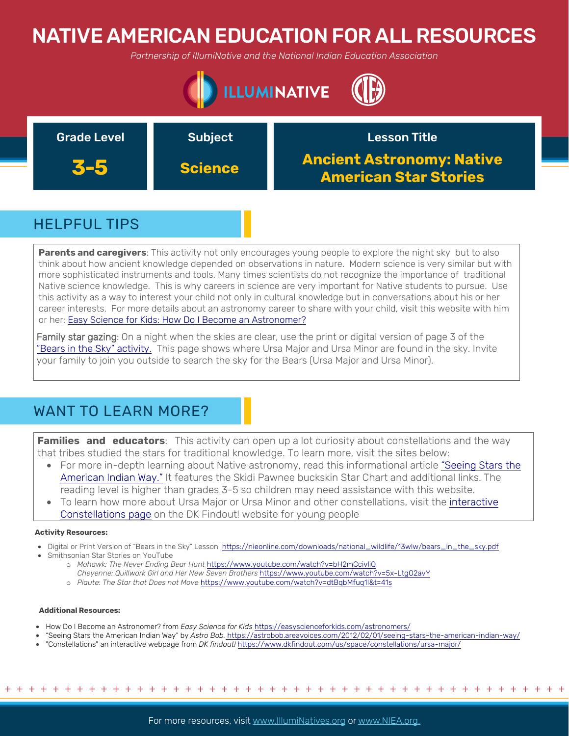# NATIVE AMERICAN EDUCATION FOR ALL RESOURCES

*Partnership of IllumiNative and the National Indian Education Association*

| Grade Level | Subject | Lesson Title |
| --- | --- | --- |
| **3-5** | **Science** | **Ancient Astronomy: Native American Star Stories** |

## HELPFUL TIPS

**Parents and caregivers**: This activity not only encourages young people to explore the night sky but to also think about how ancient knowledge depended on observations in nature. Modern science is very similar but with more sophisticated instruments and tools. Many times scientists do not recognize the importance of traditional Native science knowledge. This is why careers in science are very important for Native students to pursue. Use this activity as a way to interest your child not only in cultural knowledge but in conversations about his or her career interests. For more details about an astronomy career to share with your child, visit this website with him or her: Easy Science for Kids: How Do I Become an Astronomer?

Family star gazing: On a night when the skies are clear, use the print or digital version of page 3 of the "Bears in the Sky" activity. This page shows where Ursa Major and Ursa Minor are found in the sky. Invite your family to join you outside to search the sky for the Bears (Ursa Major and Ursa Minor).

## WANT TO LEARN MORE?

**Families and educators**: This activity can open up a lot curiosity about constellations and the way that tribes studied the stars for traditional knowledge. To learn more, visit the sites below:

- For more in-depth learning about Native astronomy, read this informational article "Seeing Stars the American Indian Way." It features the Skidi Pawnee buckskin Star Chart and additional links. The reading level is higher than grades 3-5 so children may need assistance with this website.
- To learn how more about Ursa Major or Ursa Minor and other constellations, visit the interactive Constellations page on the DK Findout! website for young people

**Activity Resources:**

- Digital or Print Version of "Bears in the Sky" Lesson https://nieonline.com/downloads/national_wildlife/13wlw/bears_in_the_sky.pdf
- Smithsonian Star Stories on YouTube
  - *Mohawk: The Never Ending Bear Hunt* https://www.youtube.com/watch?v=bH2mCcivliQ
    *Cheyenne: Quillwork Girl and Her New Seven Brothers* https://www.youtube.com/watch?v=5x-LtgO2avY
  - *Piaute: The Star that Does not Move* https://www.youtube.com/watch?v=dtBqbMfuq1I&t=41s

**Additional Resources:**

- How Do I Become an Astronomer? from *Easy Science for Kids* https://easyscienceforkids.com/astronomers/
- "Seeing Stars the American Indian Way" by *Astro Bob.* https://astrobob.areavoices.com/2012/02/01/seeing-stars-the-american-indian-way/
- "Constellations" an interactive webpage from *DK findout!* https://www.dkfindout.com/us/space/constellations/ursa-major/

For more resources, visit www.IlluminNatives.org or www.NIEA.org.